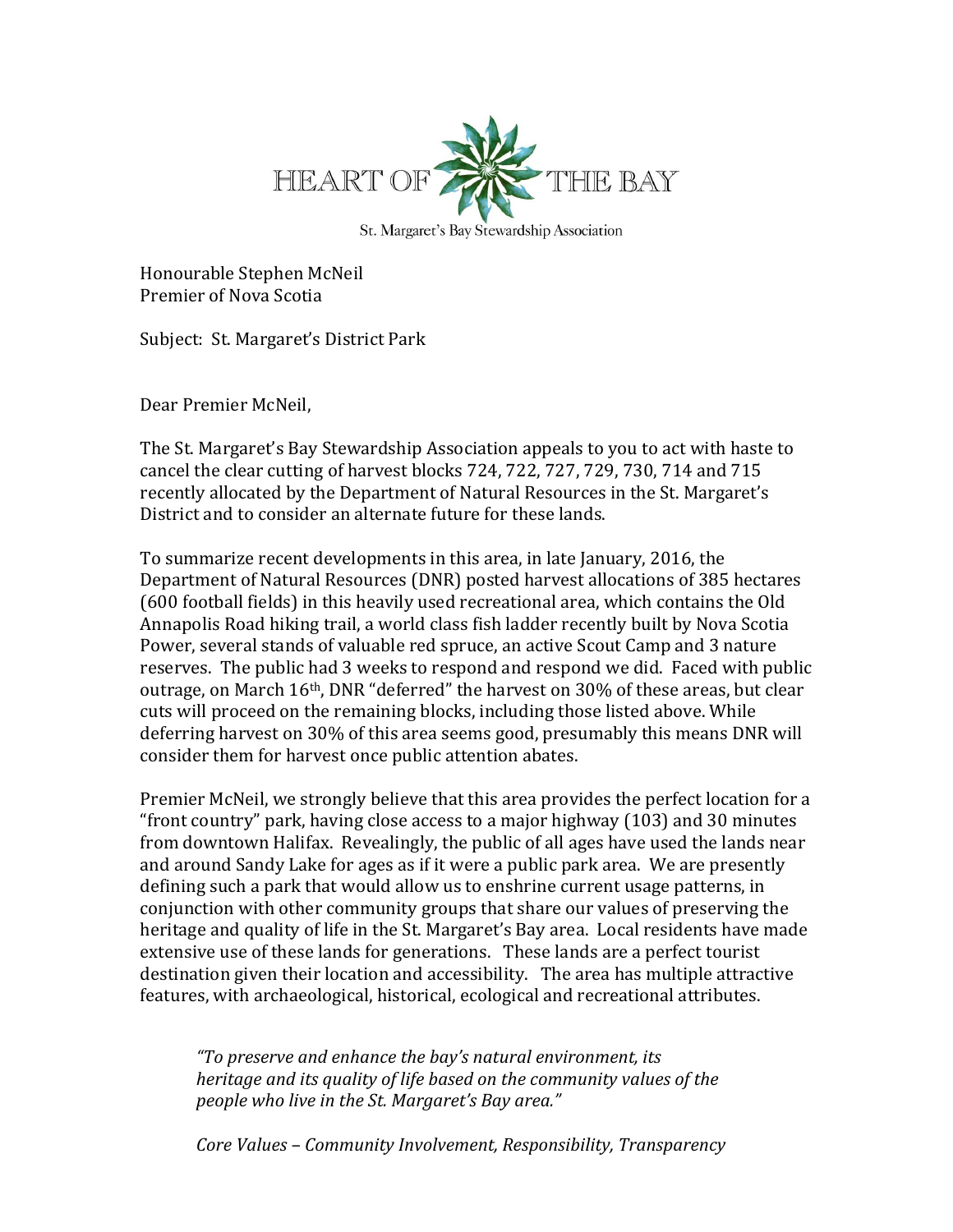HEART OF THE BAY

St. Margaret's Bay Stewardship Association

Honourable Stephen McNeil
Premier of Nova Scotia

Subject: St. Margaret's District Park

Dear Premier McNeil,

The St. Margaret's Bay Stewardship Association appeals to you to act with haste to cancel the clear cutting of harvest blocks 724, 722, 727, 729, 730, 714 and 715 recently allocated by the Department of Natural Resources in the St. Margaret's District and to consider an alternate future for these lands.

To summarize recent developments in this area, in late January, 2016, the Department of Natural Resources (DNR) posted harvest allocations of 385 hectares (600 football fields) in this heavily used recreational area, which contains the Old Annapolis Road hiking trail, a world class fish ladder recently built by Nova Scotia Power, several stands of valuable red spruce, an active Scout Camp and 3 nature reserves. The public had 3 weeks to respond and respond we did. Faced with public outrage, on March 16th, DNR "deferred" the harvest on 30% of these areas, but clear cuts will proceed on the remaining blocks, including those listed above. While deferring harvest on 30% of this area seems good, presumably this means DNR will consider them for harvest once public attention abates.

Premier McNeil, we strongly believe that this area provides the perfect location for a "front country" park, having close access to a major highway (103) and 30 minutes from downtown Halifax. Revealingly, the public of all ages have used the lands near and around Sandy Lake for ages as if it were a public park area. We are presently defining such a park that would allow us to enshrine current usage patterns, in conjunction with other community groups that share our values of preserving the heritage and quality of life in the St. Margaret's Bay area. Local residents have made extensive use of these lands for generations. These lands are a perfect tourist destination given their location and accessibility. The area has multiple attractive features, with archaeological, historical, ecological and recreational attributes.

*"To preserve and enhance the bay's natural environment, its heritage and its quality of life based on the community values of the people who live in the St. Margaret's Bay area."*

*Core Values – Community Involvement, Responsibility, Transparency*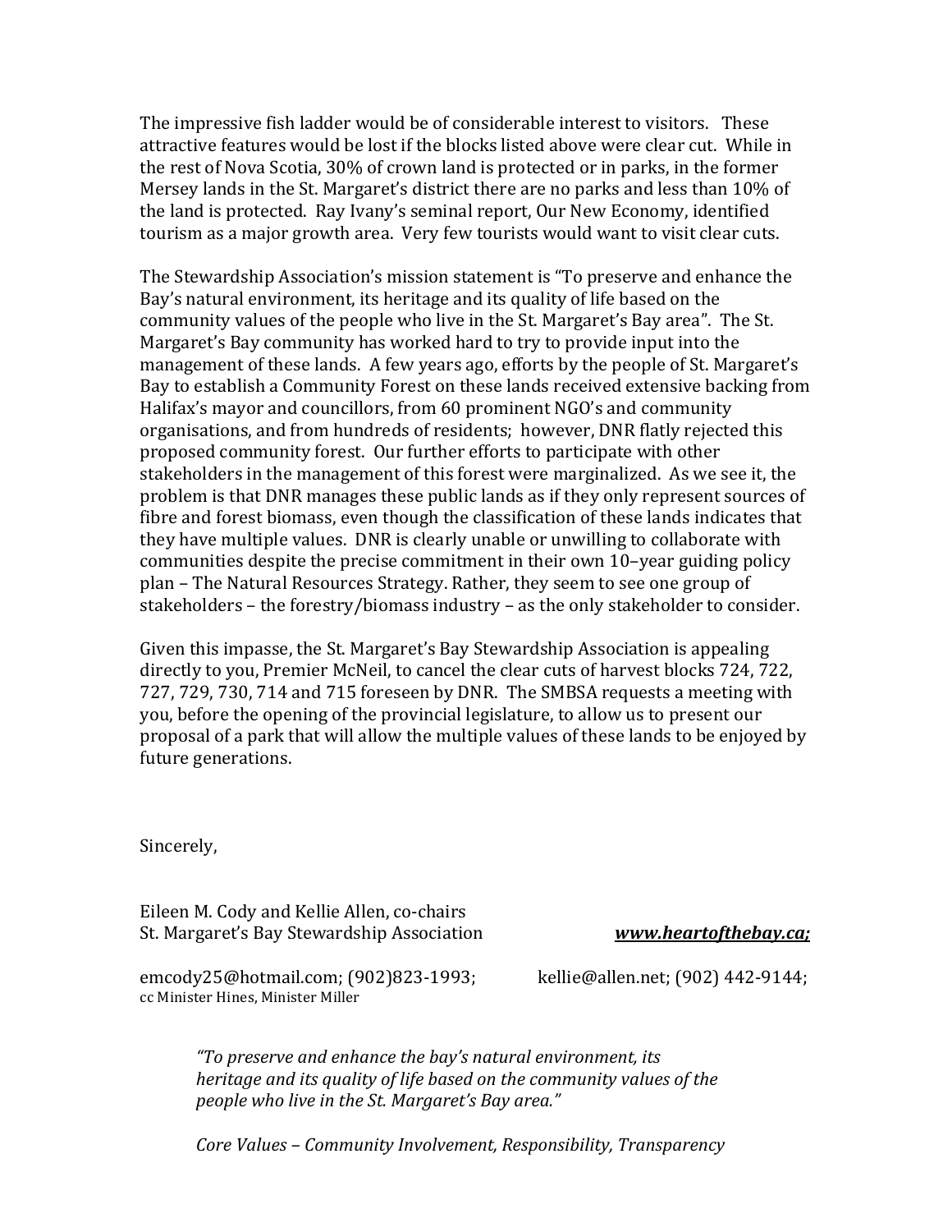The impressive fish ladder would be of considerable interest to visitors. These attractive features would be lost if the blocks listed above were clear cut. While in the rest of Nova Scotia, 30% of crown land is protected or in parks, in the former Mersey lands in the St. Margaret's district there are no parks and less than 10% of the land is protected. Ray Ivany's seminal report, Our New Economy, identified tourism as a major growth area. Very few tourists would want to visit clear cuts.

The Stewardship Association's mission statement is "To preserve and enhance the Bay's natural environment, its heritage and its quality of life based on the community values of the people who live in the St. Margaret's Bay area". The St. Margaret's Bay community has worked hard to try to provide input into the management of these lands. A few years ago, efforts by the people of St. Margaret's Bay to establish a Community Forest on these lands received extensive backing from Halifax's mayor and councillors, from 60 prominent NGO's and community organisations, and from hundreds of residents; however, DNR flatly rejected this proposed community forest. Our further efforts to participate with other stakeholders in the management of this forest were marginalized. As we see it, the problem is that DNR manages these public lands as if they only represent sources of fibre and forest biomass, even though the classification of these lands indicates that they have multiple values. DNR is clearly unable or unwilling to collaborate with communities despite the precise commitment in their own 10–year guiding policy plan – The Natural Resources Strategy. Rather, they seem to see one group of stakeholders – the forestry/biomass industry – as the only stakeholder to consider.

Given this impasse, the St. Margaret's Bay Stewardship Association is appealing directly to you, Premier McNeil, to cancel the clear cuts of harvest blocks 724, 722, 727, 729, 730, 714 and 715 foreseen by DNR. The SMBSA requests a meeting with you, before the opening of the provincial legislature, to allow us to present our proposal of a park that will allow the multiple values of these lands to be enjoyed by future generations.

Sincerely,

Eileen M. Cody and Kellie Allen, co-chairs
St. Margaret's Bay Stewardship Association — ***www.heartofthebay.ca;***

emcody25@hotmail.com; (902)823-1993; kellie@allen.net; (902) 442-9144;
cc Minister Hines, Minister Miller

*"To preserve and enhance the bay's natural environment, its heritage and its quality of life based on the community values of the people who live in the St. Margaret's Bay area."*

*Core Values – Community Involvement, Responsibility, Transparency*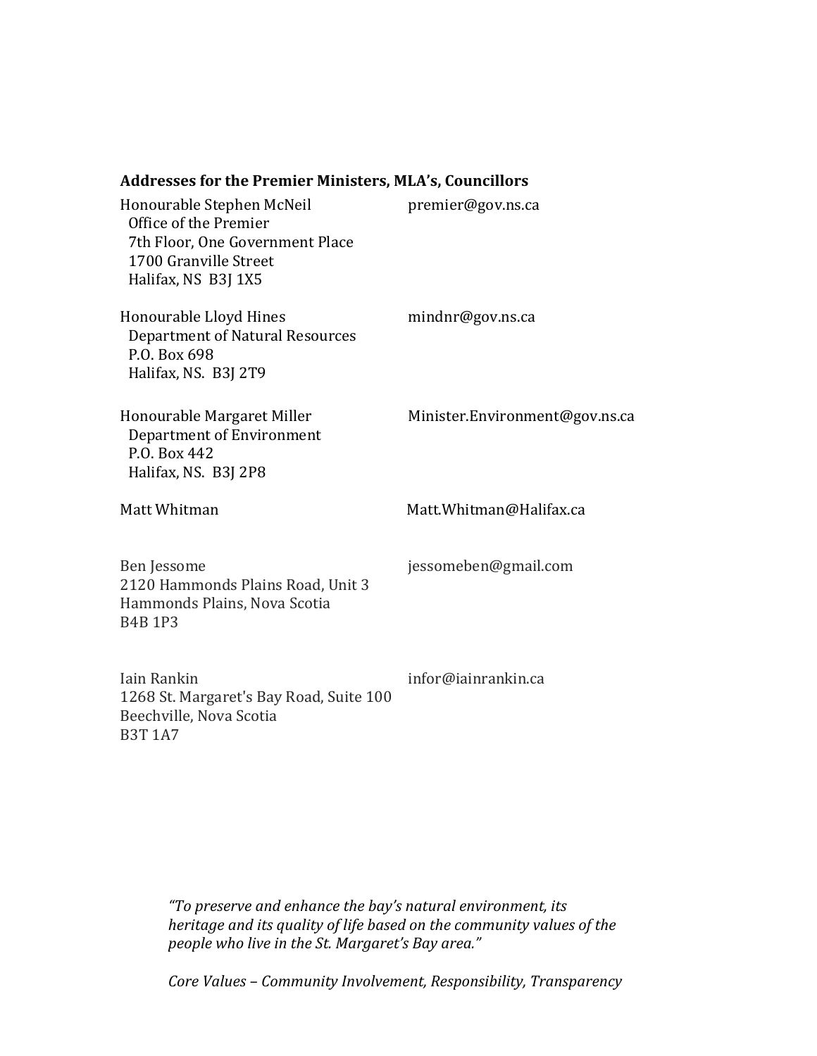**Addresses for the Premier Ministers, MLA's, Councillors**

| | |
|---|---|
| Honourable Stephen McNeil<br>Office of the Premier<br>7th Floor, One Government Place<br>1700 Granville Street<br>Halifax, NS B3J 1X5 | premier@gov.ns.ca |
| Honourable Lloyd Hines<br>Department of Natural Resources<br>P.O. Box 698<br>Halifax, NS. B3J 2T9 | mindnr@gov.ns.ca |
| Honourable Margaret Miller<br>Department of Environment<br>P.O. Box 442<br>Halifax, NS. B3J 2P8 | Minister.Environment@gov.ns.ca |
| Matt Whitman | Matt.Whitman@Halifax.ca |
| Ben Jessome<br>2120 Hammonds Plains Road, Unit 3<br>Hammonds Plains, Nova Scotia<br>B4B 1P3 | jessomeben@gmail.com |
| Iain Rankin<br>1268 St. Margaret's Bay Road, Suite 100<br>Beechville, Nova Scotia<br>B3T 1A7 | infor@iainrankin.ca |

*"To preserve and enhance the bay's natural environment, its heritage and its quality of life based on the community values of the people who live in the St. Margaret's Bay area."*

*Core Values – Community Involvement, Responsibility, Transparency*